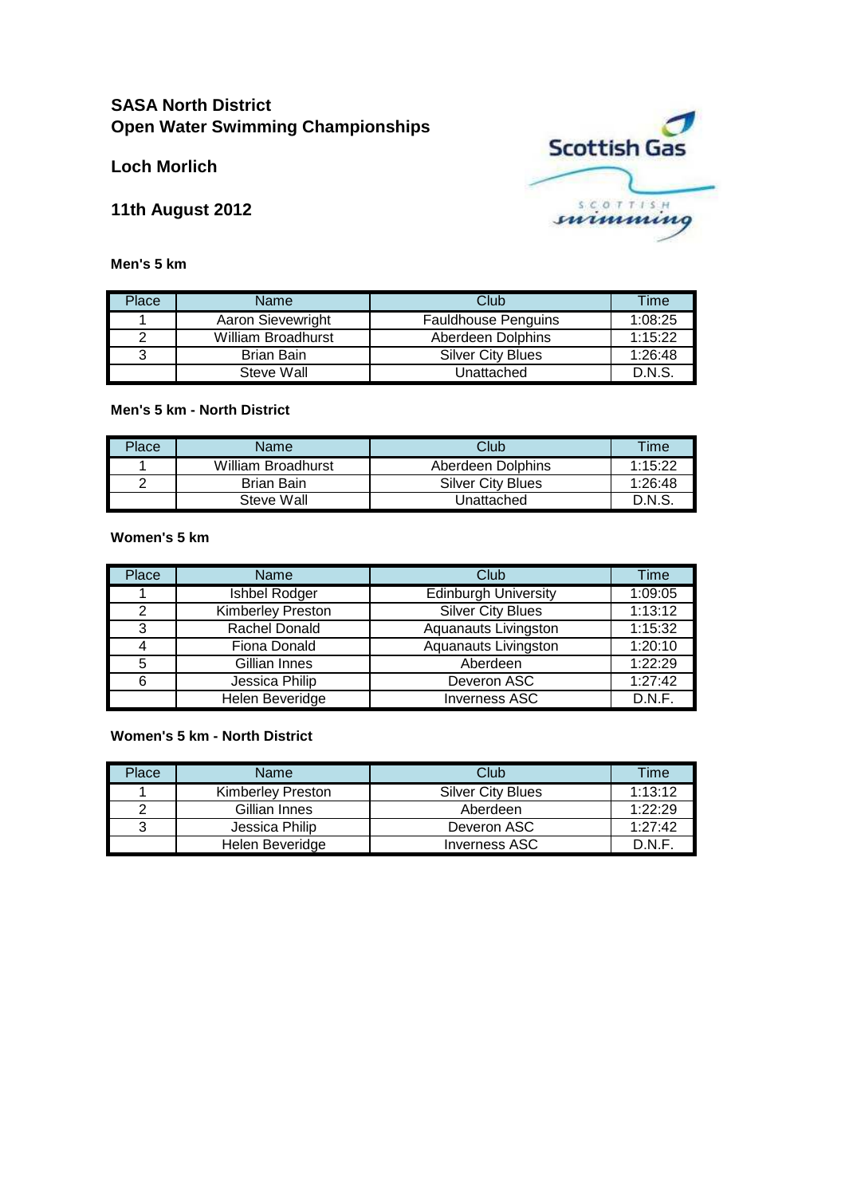# SASA North District
# Open Water Swimming Championships

## Loch Morlich

## 11th August 2012

### Men's 5 km

| Place | Name | Club | Time |
|---|---|---|---|
| 1 | Aaron Sievewright | Fauldhouse Penguins | 1:08:25 |
| 2 | William Broadhurst | Aberdeen Dolphins | 1:15:22 |
| 3 | Brian Bain | Silver City Blues | 1:26:48 |
| | Steve Wall | Unattached | D.N.S. |

### Men's 5 km - North District

| Place | Name | Club | Time |
|---|---|---|---|
| 1 | William Broadhurst | Aberdeen Dolphins | 1:15:22 |
| 2 | Brian Bain | Silver City Blues | 1:26:48 |
| | Steve Wall | Unattached | D.N.S. |

### Women's 5 km

| Place | Name | Club | Time |
|---|---|---|---|
| 1 | Ishbel Rodger | Edinburgh University | 1:09:05 |
| 2 | Kimberley Preston | Silver City Blues | 1:13:12 |
| 3 | Rachel Donald | Aquanauts Livingston | 1:15:32 |
| 4 | Fiona Donald | Aquanauts Livingston | 1:20:10 |
| 5 | Gillian Innes | Aberdeen | 1:22:29 |
| 6 | Jessica Philip | Deveron ASC | 1:27:42 |
| | Helen Beveridge | Inverness ASC | D.N.F. |

### Women's 5 km - North District

| Place | Name | Club | Time |
|---|---|---|---|
| 1 | Kimberley Preston | Silver City Blues | 1:13:12 |
| 2 | Gillian Innes | Aberdeen | 1:22:29 |
| 3 | Jessica Philip | Deveron ASC | 1:27:42 |
| | Helen Beveridge | Inverness ASC | D.N.F. |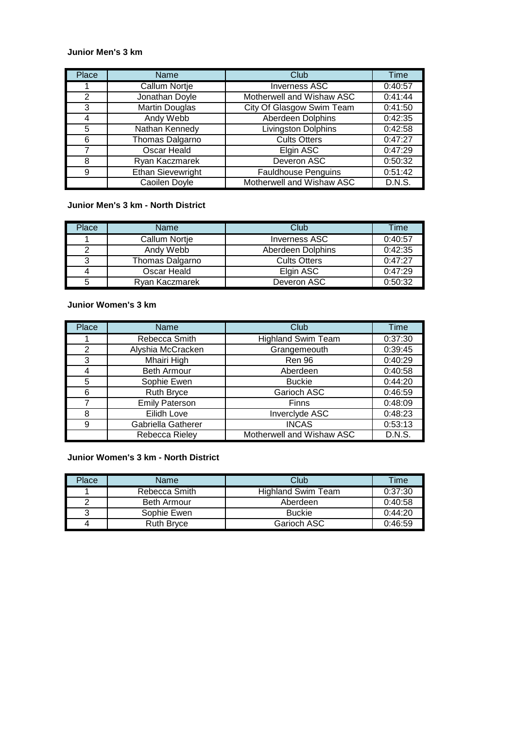**Junior Men's 3 km**

| Place | Name | Club | Time |
|---|---|---|---|
| 1 | Callum Nortje | Inverness ASC | 0:40:57 |
| 2 | Jonathan Doyle | Motherwell and Wishaw ASC | 0:41:44 |
| 3 | Martin Douglas | City Of Glasgow Swim Team | 0:41:50 |
| 4 | Andy Webb | Aberdeen Dolphins | 0:42:35 |
| 5 | Nathan Kennedy | Livingston Dolphins | 0:42:58 |
| 6 | Thomas Dalgarno | Cults Otters | 0:47:27 |
| 7 | Oscar Heald | Elgin ASC | 0:47:29 |
| 8 | Ryan Kaczmarek | Deveron ASC | 0:50:32 |
| 9 | Ethan Sievewright | Fauldhouse Penguins | 0:51:42 |
| | Caoilen Doyle | Motherwell and Wishaw ASC | D.N.S. |

**Junior Men's 3 km - North District**

| Place | Name | Club | Time |
|---|---|---|---|
| 1 | Callum Nortje | Inverness ASC | 0:40:57 |
| 2 | Andy Webb | Aberdeen Dolphins | 0:42:35 |
| 3 | Thomas Dalgarno | Cults Otters | 0:47:27 |
| 4 | Oscar Heald | Elgin ASC | 0:47:29 |
| 5 | Ryan Kaczmarek | Deveron ASC | 0:50:32 |

**Junior Women's 3 km**

| Place | Name | Club | Time |
|---|---|---|---|
| 1 | Rebecca Smith | Highland Swim Team | 0:37:30 |
| 2 | Alyshia McCracken | Grangemeouth | 0:39:45 |
| 3 | Mhairi High | Ren 96 | 0:40:29 |
| 4 | Beth Armour | Aberdeen | 0:40:58 |
| 5 | Sophie Ewen | Buckie | 0:44:20 |
| 6 | Ruth Bryce | Garioch ASC | 0:46:59 |
| 7 | Emily Paterson | Finns | 0:48:09 |
| 8 | Eilidh Love | Inverclyde ASC | 0:48:23 |
| 9 | Gabriella Gatherer | INCAS | 0:53:13 |
| | Rebecca Rieley | Motherwell and Wishaw ASC | D.N.S. |

**Junior Women's 3 km - North District**

| Place | Name | Club | Time |
|---|---|---|---|
| 1 | Rebecca Smith | Highland Swim Team | 0:37:30 |
| 2 | Beth Armour | Aberdeen | 0:40:58 |
| 3 | Sophie Ewen | Buckie | 0:44:20 |
| 4 | Ruth Bryce | Garioch ASC | 0:46:59 |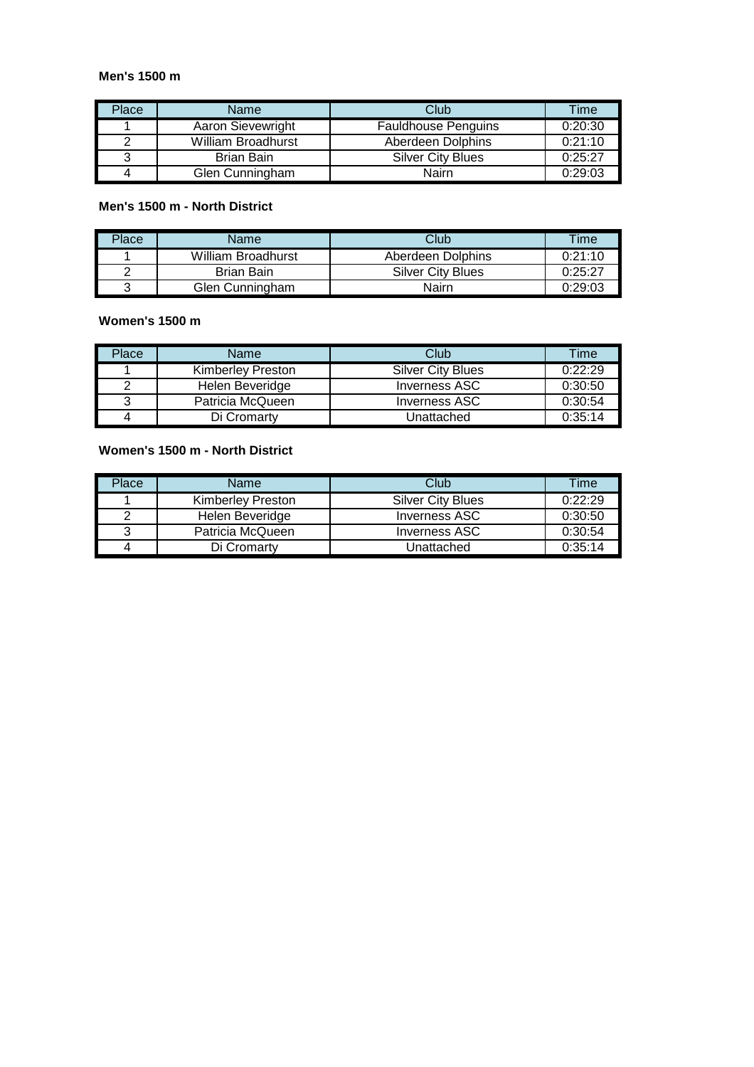**Men's 1500 m**

| Place | Name | Club | Time |
|---|---|---|---|
| 1 | Aaron Sievewright | Fauldhouse Penguins | 0:20:30 |
| 2 | William Broadhurst | Aberdeen Dolphins | 0:21:10 |
| 3 | Brian Bain | Silver City Blues | 0:25:27 |
| 4 | Glen Cunningham | Nairn | 0:29:03 |

**Men's 1500 m - North District**

| Place | Name | Club | Time |
|---|---|---|---|
| 1 | William Broadhurst | Aberdeen Dolphins | 0:21:10 |
| 2 | Brian Bain | Silver City Blues | 0:25:27 |
| 3 | Glen Cunningham | Nairn | 0:29:03 |

**Women's 1500 m**

| Place | Name | Club | Time |
|---|---|---|---|
| 1 | Kimberley Preston | Silver City Blues | 0:22:29 |
| 2 | Helen Beveridge | Inverness ASC | 0:30:50 |
| 3 | Patricia McQueen | Inverness ASC | 0:30:54 |
| 4 | Di Cromarty | Unattached | 0:35:14 |

**Women's 1500 m - North District**

| Place | Name | Club | Time |
|---|---|---|---|
| 1 | Kimberley Preston | Silver City Blues | 0:22:29 |
| 2 | Helen Beveridge | Inverness ASC | 0:30:50 |
| 3 | Patricia McQueen | Inverness ASC | 0:30:54 |
| 4 | Di Cromarty | Unattached | 0:35:14 |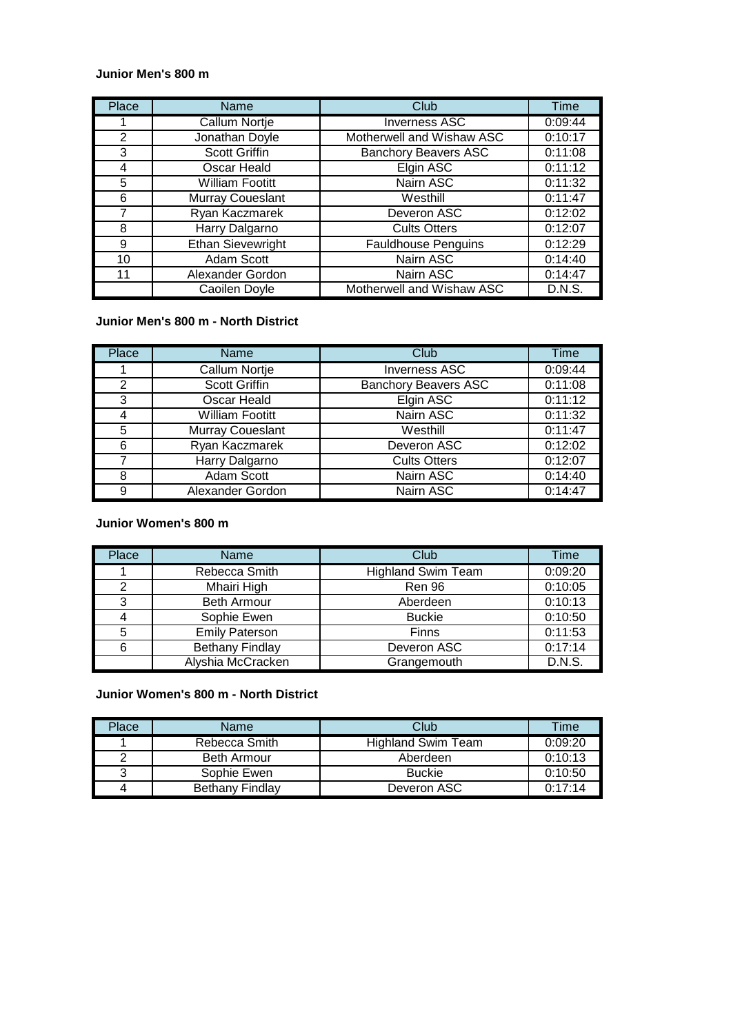**Junior Men's 800 m**

| Place | Name | Club | Time |
|---|---|---|---|
| 1 | Callum Nortje | Inverness ASC | 0:09:44 |
| 2 | Jonathan Doyle | Motherwell and Wishaw ASC | 0:10:17 |
| 3 | Scott Griffin | Banchory Beavers ASC | 0:11:08 |
| 4 | Oscar Heald | Elgin ASC | 0:11:12 |
| 5 | William Footitt | Nairn ASC | 0:11:32 |
| 6 | Murray Coueslant | Westhill | 0:11:47 |
| 7 | Ryan Kaczmarek | Deveron ASC | 0:12:02 |
| 8 | Harry Dalgarno | Cults Otters | 0:12:07 |
| 9 | Ethan Sievewright | Fauldhouse Penguins | 0:12:29 |
| 10 | Adam Scott | Nairn ASC | 0:14:40 |
| 11 | Alexander Gordon | Nairn ASC | 0:14:47 |
| | Caoilen Doyle | Motherwell and Wishaw ASC | D.N.S. |

**Junior Men's 800 m - North District**

| Place | Name | Club | Time |
|---|---|---|---|
| 1 | Callum Nortje | Inverness ASC | 0:09:44 |
| 2 | Scott Griffin | Banchory Beavers ASC | 0:11:08 |
| 3 | Oscar Heald | Elgin ASC | 0:11:12 |
| 4 | William Footitt | Nairn ASC | 0:11:32 |
| 5 | Murray Coueslant | Westhill | 0:11:47 |
| 6 | Ryan Kaczmarek | Deveron ASC | 0:12:02 |
| 7 | Harry Dalgarno | Cults Otters | 0:12:07 |
| 8 | Adam Scott | Nairn ASC | 0:14:40 |
| 9 | Alexander Gordon | Nairn ASC | 0:14:47 |

**Junior Women's 800 m**

| Place | Name | Club | Time |
|---|---|---|---|
| 1 | Rebecca Smith | Highland Swim Team | 0:09:20 |
| 2 | Mhairi High | Ren 96 | 0:10:05 |
| 3 | Beth Armour | Aberdeen | 0:10:13 |
| 4 | Sophie Ewen | Buckie | 0:10:50 |
| 5 | Emily Paterson | Finns | 0:11:53 |
| 6 | Bethany Findlay | Deveron ASC | 0:17:14 |
| | Alyshia McCracken | Grangemouth | D.N.S. |

**Junior Women's 800 m - North District**

| Place | Name | Club | Time |
|---|---|---|---|
| 1 | Rebecca Smith | Highland Swim Team | 0:09:20 |
| 2 | Beth Armour | Aberdeen | 0:10:13 |
| 3 | Sophie Ewen | Buckie | 0:10:50 |
| 4 | Bethany Findlay | Deveron ASC | 0:17:14 |